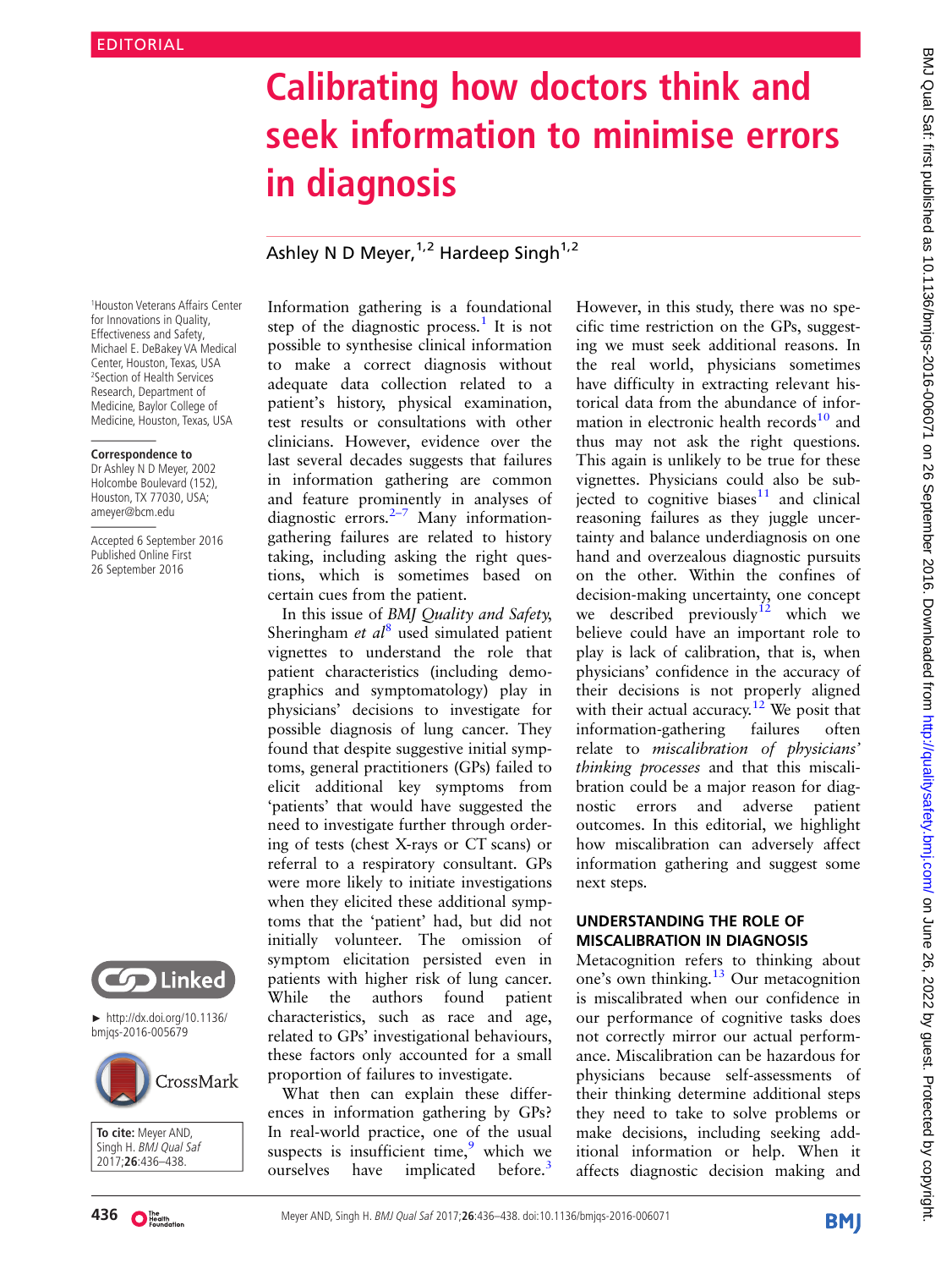EDITORIAL

# Calibrating how doctors think and seek information to minimise errors in diagnosis

Ashley N D Meyer,[1,2] Hardeep Singh[1,2]

[1]Houston Veterans Affairs Center for Innovations in Quality, Effectiveness and Safety, Michael E. DeBakey VA Medical Center, Houston, Texas, USA
[2]Section of Health Services Research, Department of Medicine, Baylor College of Medicine, Houston, Texas, USA

**Correspondence to**
Dr Ashley N D Meyer, 2002 Holcombe Boulevard (152), Houston, TX 77030, USA; ameyer@bcm.edu

Accepted 6 September 2016
Published Online First 26 September 2016

► http://dx.doi.org/10.1136/bmjqs-2016-005679

**To cite:** Meyer AND, Singh H. *BMJ Qual Saf* 2017;**26**:436–438.

Information gathering is a foundational step of the diagnostic process.[1] It is not possible to synthesise clinical information to make a correct diagnosis without adequate data collection related to a patient's history, physical examination, test results or consultations with other clinicians. However, evidence over the last several decades suggests that failures in information gathering are common and feature prominently in analyses of diagnostic errors.[2–7] Many information-gathering failures are related to history taking, including asking the right questions, which is sometimes based on certain cues from the patient.

In this issue of *BMJ Quality and Safety*, Sheringham *et al*[8] used simulated patient vignettes to understand the role that patient characteristics (including demographics and symptomatology) play in physicians' decisions to investigate for possible diagnosis of lung cancer. They found that despite suggestive initial symptoms, general practitioners (GPs) failed to elicit additional key symptoms from 'patients' that would have suggested the need to investigate further through ordering of tests (chest X-rays or CT scans) or referral to a respiratory consultant. GPs were more likely to initiate investigations when they elicited these additional symptoms that the 'patient' had, but did not initially volunteer. The omission of symptom elicitation persisted even in patients with higher risk of lung cancer. While the authors found patient characteristics, such as race and age, related to GPs' investigational behaviours, these factors only accounted for a small proportion of failures to investigate.

What then can explain these differences in information gathering by GPs? In real-world practice, one of the usual suspects is insufficient time,[9] which we ourselves have implicated before.[3] However, in this study, there was no specific time restriction on the GPs, suggesting we must seek additional reasons. In the real world, physicians sometimes have difficulty in extracting relevant historical data from the abundance of information in electronic health records[10] and thus may not ask the right questions. This again is unlikely to be true for these vignettes. Physicians could also be subjected to cognitive biases[11] and clinical reasoning failures as they juggle uncertainty and balance underdiagnosis on one hand and overzealous diagnostic pursuits on the other. Within the confines of decision-making uncertainty, one concept we described previously[12] which we believe could have an important role to play is lack of calibration, that is, when physicians' confidence in the accuracy of their decisions is not properly aligned with their actual accuracy.[12] We posit that information-gathering failures often relate to *miscalibration of physicians' thinking processes* and that this miscalibration could be a major reason for diagnostic errors and adverse patient outcomes. In this editorial, we highlight how miscalibration can adversely affect information gathering and suggest some next steps.

## UNDERSTANDING THE ROLE OF MISCALIBRATION IN DIAGNOSIS

Metacognition refers to thinking about one's own thinking.[13] Our metacognition is miscalibrated when our confidence in our performance of cognitive tasks does not correctly mirror our actual performance. Miscalibration can be hazardous for physicians because self-assessments of their thinking determine additional steps they need to take to solve problems or make decisions, including seeking additional information or help. When it affects diagnostic decision making and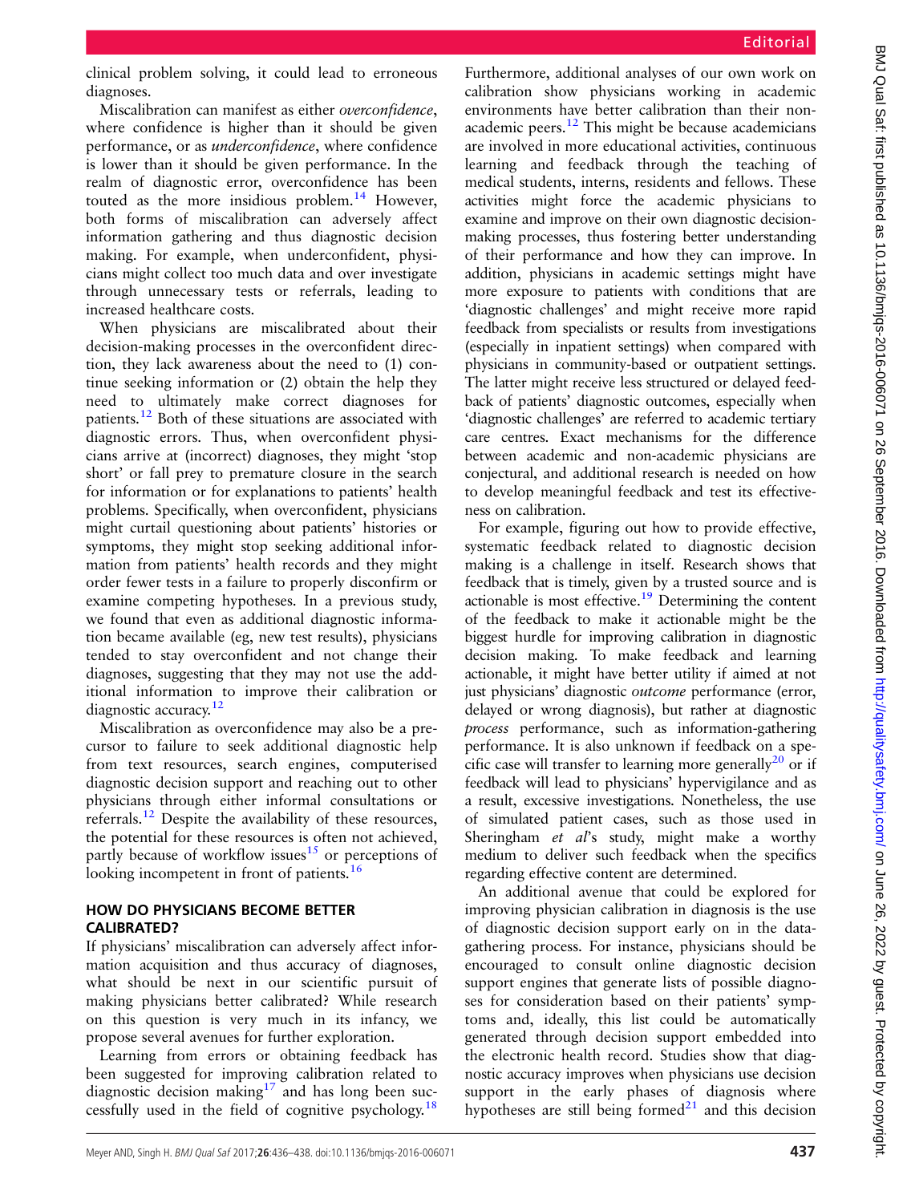clinical problem solving, it could lead to erroneous diagnoses.

Miscalibration can manifest as either *overconfidence*, where confidence is higher than it should be given performance, or as *underconfidence*, where confidence is lower than it should be given performance. In the realm of diagnostic error, overconfidence has been touted as the more insidious problem.[14] However, both forms of miscalibration can adversely affect information gathering and thus diagnostic decision making. For example, when underconfident, physicians might collect too much data and over investigate through unnecessary tests or referrals, leading to increased healthcare costs.

When physicians are miscalibrated about their decision-making processes in the overconfident direction, they lack awareness about the need to (1) continue seeking information or (2) obtain the help they need to ultimately make correct diagnoses for patients.[12] Both of these situations are associated with diagnostic errors. Thus, when overconfident physicians arrive at (incorrect) diagnoses, they might 'stop short' or fall prey to premature closure in the search for information or for explanations to patients' health problems. Specifically, when overconfident, physicians might curtail questioning about patients' histories or symptoms, they might stop seeking additional information from patients' health records and they might order fewer tests in a failure to properly disconfirm or examine competing hypotheses. In a previous study, we found that even as additional diagnostic information became available (eg, new test results), physicians tended to stay overconfident and not change their diagnoses, suggesting that they may not use the additional information to improve their calibration or diagnostic accuracy.[12]

Miscalibration as overconfidence may also be a precursor to failure to seek additional diagnostic help from text resources, search engines, computerised diagnostic decision support and reaching out to other physicians through either informal consultations or referrals.[12] Despite the availability of these resources, the potential for these resources is often not achieved, partly because of workflow issues[15] or perceptions of looking incompetent in front of patients.[16]

## HOW DO PHYSICIANS BECOME BETTER CALIBRATED?

If physicians' miscalibration can adversely affect information acquisition and thus accuracy of diagnoses, what should be next in our scientific pursuit of making physicians better calibrated? While research on this question is very much in its infancy, we propose several avenues for further exploration.

Learning from errors or obtaining feedback has been suggested for improving calibration related to diagnostic decision making[17] and has long been successfully used in the field of cognitive psychology.[18] Furthermore, additional analyses of our own work on calibration show physicians working in academic environments have better calibration than their non-academic peers.[12] This might be because academicians are involved in more educational activities, continuous learning and feedback through the teaching of medical students, interns, residents and fellows. These activities might force the academic physicians to examine and improve on their own diagnostic decision-making processes, thus fostering better understanding of their performance and how they can improve. In addition, physicians in academic settings might have more exposure to patients with conditions that are 'diagnostic challenges' and might receive more rapid feedback from specialists or results from investigations (especially in inpatient settings) when compared with physicians in community-based or outpatient settings. The latter might receive less structured or delayed feedback of patients' diagnostic outcomes, especially when 'diagnostic challenges' are referred to academic tertiary care centres. Exact mechanisms for the difference between academic and non-academic physicians are conjectural, and additional research is needed on how to develop meaningful feedback and test its effectiveness on calibration.

For example, figuring out how to provide effective, systematic feedback related to diagnostic decision making is a challenge in itself. Research shows that feedback that is timely, given by a trusted source and is actionable is most effective.[19] Determining the content of the feedback to make it actionable might be the biggest hurdle for improving calibration in diagnostic decision making. To make feedback and learning actionable, it might have better utility if aimed at not just physicians' diagnostic *outcome* performance (error, delayed or wrong diagnosis), but rather at diagnostic *process* performance, such as information-gathering performance. It is also unknown if feedback on a specific case will transfer to learning more generally[20] or if feedback will lead to physicians' hypervigilance and as a result, excessive investigations. Nonetheless, the use of simulated patient cases, such as those used in Sheringham *et al*'s study, might make a worthy medium to deliver such feedback when the specifics regarding effective content are determined.

An additional avenue that could be explored for improving physician calibration in diagnosis is the use of diagnostic decision support early on in the data-gathering process. For instance, physicians should be encouraged to consult online diagnostic decision support engines that generate lists of possible diagnoses for consideration based on their patients' symptoms and, ideally, this list could be automatically generated through decision support embedded into the electronic health record. Studies show that diagnostic accuracy improves when physicians use decision support in the early phases of diagnosis where hypotheses are still being formed[21] and this decision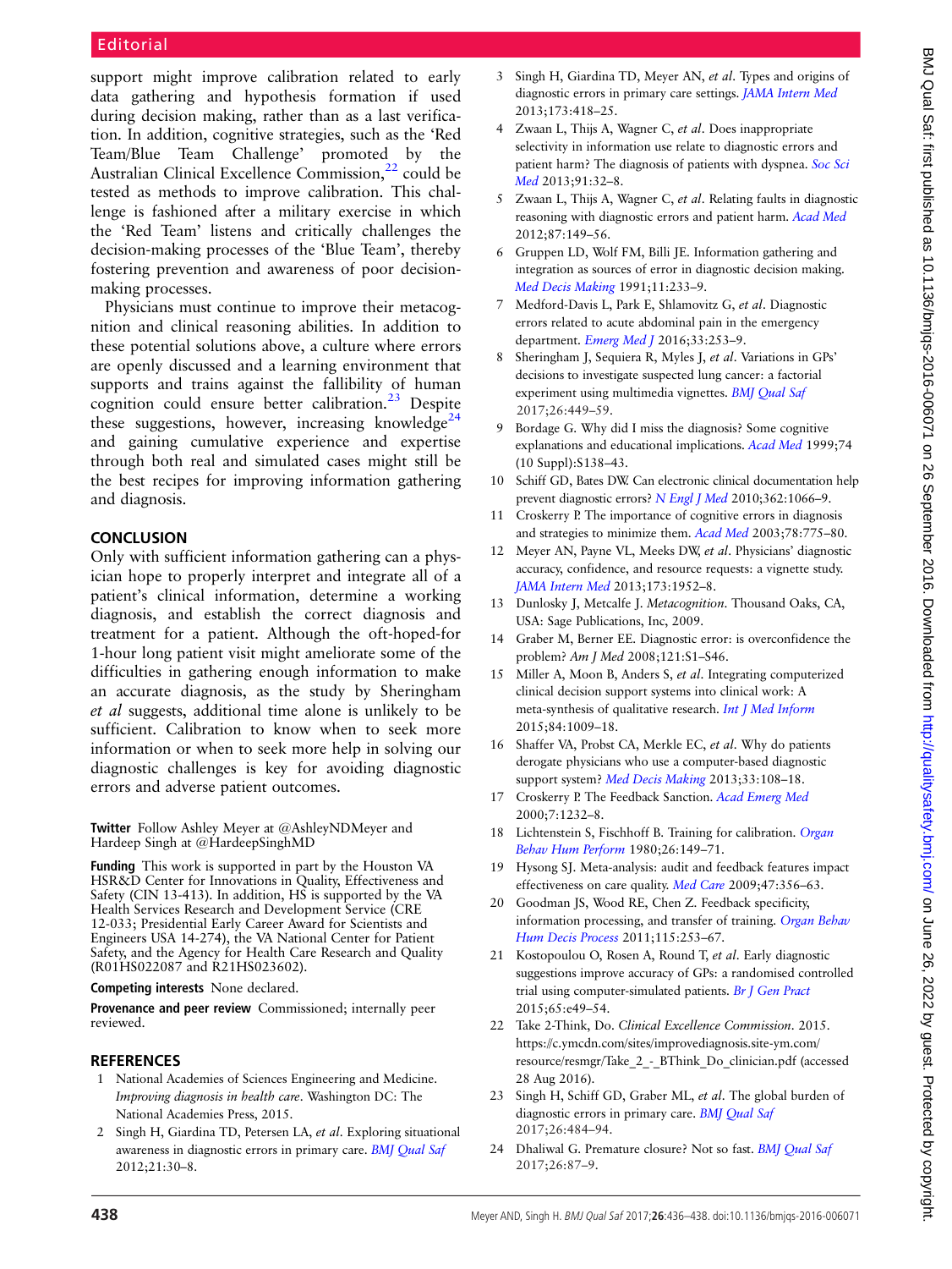support might improve calibration related to early data gathering and hypothesis formation if used during decision making, rather than as a last verification. In addition, cognitive strategies, such as the 'Red Team/Blue Team Challenge' promoted by the Australian Clinical Excellence Commission,[22] could be tested as methods to improve calibration. This challenge is fashioned after a military exercise in which the 'Red Team' listens and critically challenges the decision-making processes of the 'Blue Team', thereby fostering prevention and awareness of poor decision-making processes.

Physicians must continue to improve their metacognition and clinical reasoning abilities. In addition to these potential solutions above, a culture where errors are openly discussed and a learning environment that supports and trains against the fallibility of human cognition could ensure better calibration.[23] Despite these suggestions, however, increasing knowledge[24] and gaining cumulative experience and expertise through both real and simulated cases might still be the best recipes for improving information gathering and diagnosis.

## CONCLUSION

Only with sufficient information gathering can a physician hope to properly interpret and integrate all of a patient's clinical information, determine a working diagnosis, and establish the correct diagnosis and treatment for a patient. Although the oft-hoped-for 1-hour long patient visit might ameliorate some of the difficulties in gathering enough information to make an accurate diagnosis, as the study by Sheringham *et al* suggests, additional time alone is unlikely to be sufficient. Calibration to know when to seek more information or when to seek more help in solving our diagnostic challenges is key for avoiding diagnostic errors and adverse patient outcomes.

**Twitter** Follow Ashley Meyer at @AshleyNDMeyer and Hardeep Singh at @HardeepSinghMD

**Funding** This work is supported in part by the Houston VA HSR&D Center for Innovations in Quality, Effectiveness and Safety (CIN 13-413). In addition, HS is supported by the VA Health Services Research and Development Service (CRE 12-033; Presidential Early Career Award for Scientists and Engineers USA 14-274), the VA National Center for Patient Safety, and the Agency for Health Care Research and Quality (R01HS022087 and R21HS023602).

**Competing interests** None declared.

**Provenance and peer review** Commissioned; internally peer reviewed.

## REFERENCES

1. National Academies of Sciences Engineering and Medicine. *Improving diagnosis in health care*. Washington DC: The National Academies Press, 2015.
2. Singh H, Giardina TD, Petersen LA, *et al*. Exploring situational awareness in diagnostic errors in primary care. *BMJ Qual Saf* 2012;21:30–8.
3. Singh H, Giardina TD, Meyer AN, *et al*. Types and origins of diagnostic errors in primary care settings. *JAMA Intern Med* 2013;173:418–25.
4. Zwaan L, Thijs A, Wagner C, *et al*. Does inappropriate selectivity in information use relate to diagnostic errors and patient harm? The diagnosis of patients with dyspnea. *Soc Sci Med* 2013;91:32–8.
5. Zwaan L, Thijs A, Wagner C, *et al*. Relating faults in diagnostic reasoning with diagnostic errors and patient harm. *Acad Med* 2012;87:149–56.
6. Gruppen LD, Wolf FM, Billi JE. Information gathering and integration as sources of error in diagnostic decision making. *Med Decis Making* 1991;11:233–9.
7. Medford-Davis L, Park E, Shlamovitz G, *et al*. Diagnostic errors related to acute abdominal pain in the emergency department. *Emerg Med J* 2016;33:253–9.
8. Sheringham J, Sequiera R, Myles J, *et al*. Variations in GPs' decisions to investigate suspected lung cancer: a factorial experiment using multimedia vignettes. *BMJ Qual Saf* 2017;26:449–59.
9. Bordage G. Why did I miss the diagnosis? Some cognitive explanations and educational implications. *Acad Med* 1999;74 (10 Suppl):S138–43.
10. Schiff GD, Bates DW. Can electronic clinical documentation help prevent diagnostic errors? *N Engl J Med* 2010;362:1066–9.
11. Croskerry P. The importance of cognitive errors in diagnosis and strategies to minimize them. *Acad Med* 2003;78:775–80.
12. Meyer AN, Payne VL, Meeks DW, *et al*. Physicians' diagnostic accuracy, confidence, and resource requests: a vignette study. *JAMA Intern Med* 2013;173:1952–8.
13. Dunlosky J, Metcalfe J. *Metacognition*. Thousand Oaks, CA, USA: Sage Publications, Inc, 2009.
14. Graber M, Berner EE. Diagnostic error: is overconfidence the problem? *Am J Med* 2008;121:S1–S46.
15. Miller A, Moon B, Anders S, *et al*. Integrating computerized clinical decision support systems into clinical work: A meta-synthesis of qualitative research. *Int J Med Inform* 2015;84:1009–18.
16. Shaffer VA, Probst CA, Merkle EC, *et al*. Why do patients derogate physicians who use a computer-based diagnostic support system? *Med Decis Making* 2013;33:108–18.
17. Croskerry P. The Feedback Sanction. *Acad Emerg Med* 2000;7:1232–8.
18. Lichtenstein S, Fischhoff B. Training for calibration. *Organ Behav Hum Perform* 1980;26:149–71.
19. Hysong SJ. Meta-analysis: audit and feedback features impact effectiveness on care quality. *Med Care* 2009;47:356–63.
20. Goodman JS, Wood RE, Chen Z. Feedback specificity, information processing, and transfer of training. *Organ Behav Hum Decis Process* 2011;115:253–67.
21. Kostopoulou O, Rosen A, Round T, *et al*. Early diagnostic suggestions improve accuracy of GPs: a randomised controlled trial using computer-simulated patients. *Br J Gen Pract* 2015;65:e49–54.
22. Take 2-Think, Do. *Clinical Excellence Commission*. 2015. https://c.ymcdn.com/sites/improvediagnosis.site-ym.com/resource/resmgr/Take_2_-_BThink_Do_clinician.pdf (accessed 28 Aug 2016).
23. Singh H, Schiff GD, Graber ML, *et al*. The global burden of diagnostic errors in primary care. *BMJ Qual Saf* 2017;26:484–94.
24. Dhaliwal G. Premature closure? Not so fast. *BMJ Qual Saf* 2017;26:87–9.